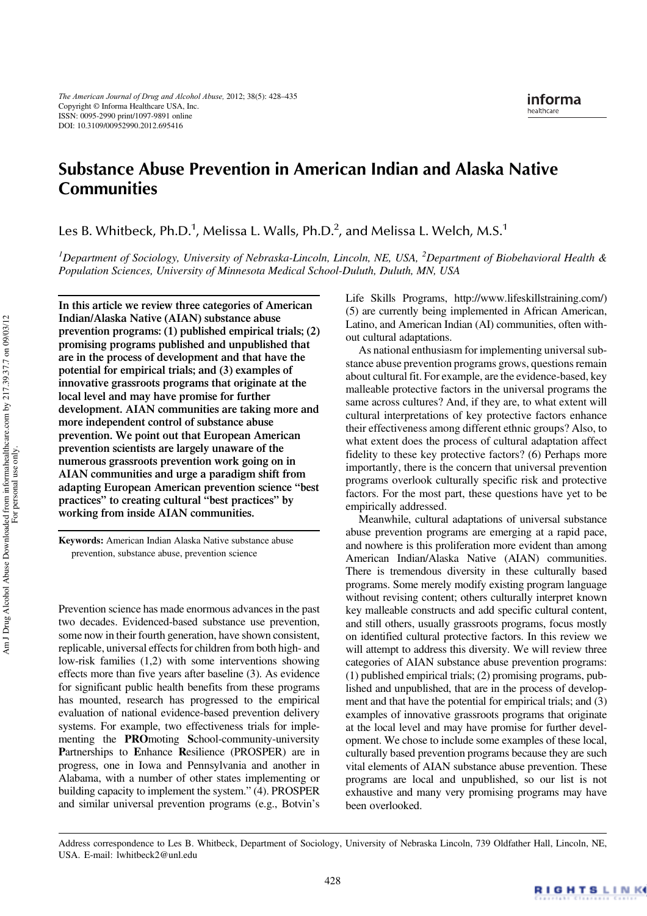# Substance Abuse Prevention in American Indian and Alaska Native Communities

Les B. Whitbeck, Ph.D.[1], Melissa L. Walls, Ph.D.[2], and Melissa L. Welch, M.S.[1]

*[1]Department of Sociology, University of Nebraska-Lincoln, Lincoln, NE, USA, [2]Department of Biobehavioral Health & Population Sciences, University of Minnesota Medical School-Duluth, Duluth, MN, USA*

**In this article we review three categories of American Indian/Alaska Native (AIAN) substance abuse prevention programs: (1) published empirical trials; (2) promising programs published and unpublished that are in the process of development and that have the potential for empirical trials; and (3) examples of innovative grassroots programs that originate at the local level and may have promise for further development. AIAN communities are taking more and more independent control of substance abuse prevention. We point out that European American prevention scientists are largely unaware of the numerous grassroots prevention work going on in AIAN communities and urge a paradigm shift from adapting European American prevention science "best practices" to creating cultural "best practices" by working from inside AIAN communities.**

**Keywords:** American Indian Alaska Native substance abuse prevention, substance abuse, prevention science

Prevention science has made enormous advances in the past two decades. Evidenced-based substance use prevention, some now in their fourth generation, have shown consistent, replicable, universal effects for children from both high- and low-risk families (1,2) with some interventions showing effects more than five years after baseline (3). As evidence for significant public health benefits from these programs has mounted, research has progressed to the empirical evaluation of national evidence-based prevention delivery systems. For example, two effectiveness trials for implementing the **PRO**moting **S**chool-community-university **P**artnerships to **E**nhance **R**esilience (PROSPER) are in progress, one in Iowa and Pennsylvania and another in Alabama, with a number of other states implementing or building capacity to implement the system." (4). PROSPER and similar universal prevention programs (e.g., Botvin's Life Skills Programs, http://www.lifeskillstraining.com/) (5) are currently being implemented in African American, Latino, and American Indian (AI) communities, often without cultural adaptations.

As national enthusiasm for implementing universal substance abuse prevention programs grows, questions remain about cultural fit. For example, are the evidence-based, key malleable protective factors in the universal programs the same across cultures? And, if they are, to what extent will cultural interpretations of key protective factors enhance their effectiveness among different ethnic groups? Also, to what extent does the process of cultural adaptation affect fidelity to these key protective factors? (6) Perhaps more importantly, there is the concern that universal prevention programs overlook culturally specific risk and protective factors. For the most part, these questions have yet to be empirically addressed.

Meanwhile, cultural adaptations of universal substance abuse prevention programs are emerging at a rapid pace, and nowhere is this proliferation more evident than among American Indian/Alaska Native (AIAN) communities. There is tremendous diversity in these culturally based programs. Some merely modify existing program language without revising content; others culturally interpret known key malleable constructs and add specific cultural content, and still others, usually grassroots programs, focus mostly on identified cultural protective factors. In this review we will attempt to address this diversity. We will review three categories of AIAN substance abuse prevention programs: (1) published empirical trials; (2) promising programs, published and unpublished, that are in the process of development and that have the potential for empirical trials; and (3) examples of innovative grassroots programs that originate at the local level and may have promise for further development. We chose to include some examples of these local, culturally based prevention programs because they are such vital elements of AIAN substance abuse prevention. These programs are local and unpublished, so our list is not exhaustive and many very promising programs may have been overlooked.

Address correspondence to Les B. Whitbeck, Department of Sociology, University of Nebraska Lincoln, 739 Oldfather Hall, Lincoln, NE, USA. E-mail: lwhitbeck2@unl.edu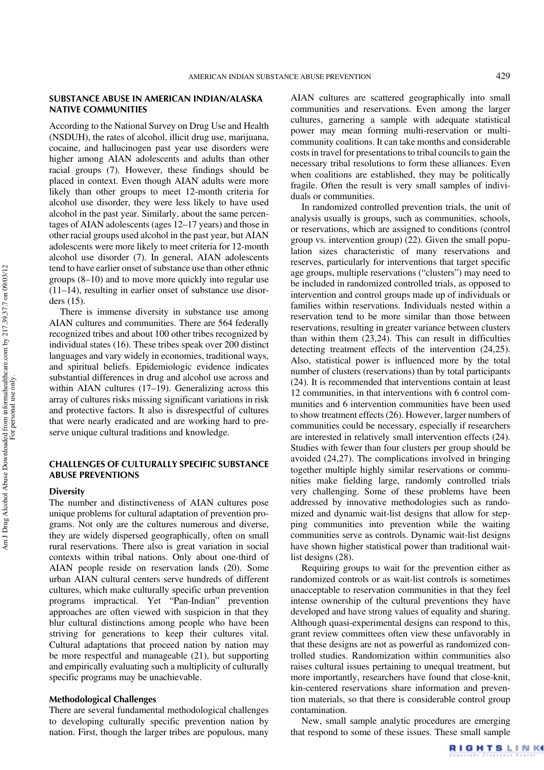## SUBSTANCE ABUSE IN AMERICAN INDIAN/ALASKA NATIVE COMMUNITIES

According to the National Survey on Drug Use and Health (NSDUH), the rates of alcohol, illicit drug use, marijuana, cocaine, and hallucinogen past year use disorders were higher among AIAN adolescents and adults than other racial groups (7). However, these findings should be placed in context. Even though AIAN adults were more likely than other groups to meet 12-month criteria for alcohol use disorder, they were less likely to have used alcohol in the past year. Similarly, about the same percentages of AIAN adolescents (ages 12–17 years) and those in other racial groups used alcohol in the past year, but AIAN adolescents were more likely to meet criteria for 12-month alcohol use disorder (7). In general, AIAN adolescents tend to have earlier onset of substance use than other ethnic groups (8–10) and to move more quickly into regular use (11–14), resulting in earlier onset of substance use disorders (15).

There is immense diversity in substance use among AIAN cultures and communities. There are 564 federally recognized tribes and about 100 other tribes recognized by individual states (16). These tribes speak over 200 distinct languages and vary widely in economies, traditional ways, and spiritual beliefs. Epidemiologic evidence indicates substantial differences in drug and alcohol use across and within AIAN cultures (17–19). Generalizing across this array of cultures risks missing significant variations in risk and protective factors. It also is disrespectful of cultures that were nearly eradicated and are working hard to preserve unique cultural traditions and knowledge.

## CHALLENGES OF CULTURALLY SPECIFIC SUBSTANCE ABUSE PREVENTIONS

### Diversity

The number and distinctiveness of AIAN cultures pose unique problems for cultural adaptation of prevention programs. Not only are the cultures numerous and diverse, they are widely dispersed geographically, often on small rural reservations. There also is great variation in social contexts within tribal nations. Only about one-third of AIAN people reside on reservation lands (20). Some urban AIAN cultural centers serve hundreds of different cultures, which make culturally specific urban prevention programs impractical. Yet "Pan-Indian" prevention approaches are often viewed with suspicion in that they blur cultural distinctions among people who have been striving for generations to keep their cultures vital. Cultural adaptations that proceed nation by nation may be more respectful and manageable (21), but supporting and empirically evaluating such a multiplicity of culturally specific programs may be unachievable.

### Methodological Challenges

There are several fundamental methodological challenges to developing culturally specific prevention nation by nation. First, though the larger tribes are populous, many AIAN cultures are scattered geographically into small communities and reservations. Even among the larger cultures, garnering a sample with adequate statistical power may mean forming multi-reservation or multi-community coalitions. It can take months and considerable costs in travel for presentations to tribal councils to gain the necessary tribal resolutions to form these alliances. Even when coalitions are established, they may be politically fragile. Often the result is very small samples of individuals or communities.

In randomized controlled prevention trials, the unit of analysis usually is groups, such as communities, schools, or reservations, which are assigned to conditions (control group vs. intervention group) (22). Given the small population sizes characteristic of many reservations and reserves, particularly for interventions that target specific age groups, multiple reservations ("clusters") may need to be included in randomized controlled trials, as opposed to intervention and control groups made up of individuals or families within reservations. Individuals nested within a reservation tend to be more similar than those between reservations, resulting in greater variance between clusters than within them (23,24). This can result in difficulties detecting treatment effects of the intervention (24,25). Also, statistical power is influenced more by the total number of clusters (reservations) than by total participants (24). It is recommended that interventions contain at least 12 communities, in that interventions with 6 control communities and 6 intervention communities have been used to show treatment effects (26). However, larger numbers of communities could be necessary, especially if researchers are interested in relatively small intervention effects (24). Studies with fewer than four clusters per group should be avoided (24,27). The complications involved in bringing together multiple highly similar reservations or communities make fielding large, randomly controlled trials very challenging. Some of these problems have been addressed by innovative methodologies such as randomized and dynamic wait-list designs that allow for stepping communities into prevention while the waiting communities serve as controls. Dynamic wait-list designs have shown higher statistical power than traditional wait-list designs (28).

Requiring groups to wait for the prevention either as randomized controls or as wait-list controls is sometimes unacceptable to reservation communities in that they feel intense ownership of the cultural preventions they have developed and have strong values of equality and sharing. Although quasi-experimental designs can respond to this, grant review committees often view these unfavorably in that these designs are not as powerful as randomized controlled studies. Randomization within communities also raises cultural issues pertaining to unequal treatment, but more importantly, researchers have found that close-knit, kin-centered reservations share information and prevention materials, so that there is considerable control group contamination.

New, small sample analytic procedures are emerging that respond to some of these issues. These small sample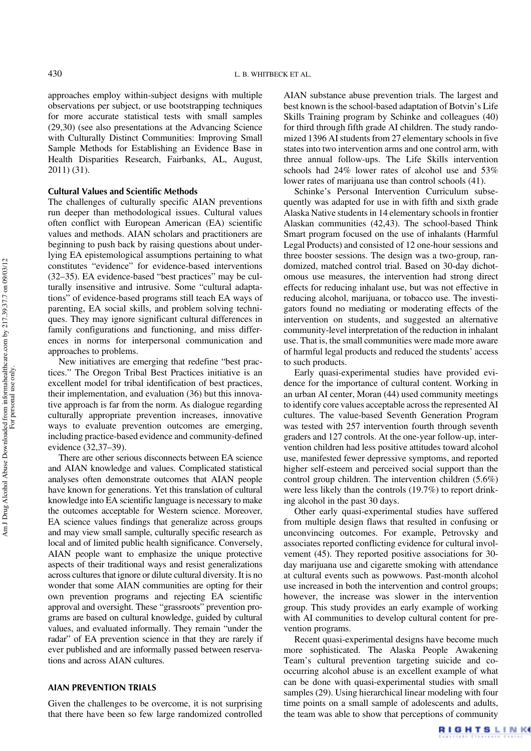approaches employ within-subject designs with multiple observations per subject, or use bootstrapping techniques for more accurate statistical tests with small samples (29,30) (see also presentations at the Advancing Science with Culturally Distinct Communities: Improving Small Sample Methods for Establishing an Evidence Base in Health Disparities Research, Fairbanks, AL, August, 2011) (31).

### Cultural Values and Scientific Methods

The challenges of culturally specific AIAN preventions run deeper than methodological issues. Cultural values often conflict with European American (EA) scientific values and methods. AIAN scholars and practitioners are beginning to push back by raising questions about underlying EA epistemological assumptions pertaining to what constitutes "evidence" for evidence-based interventions (32–35). EA evidence-based "best practices" may be culturally insensitive and intrusive. Some "cultural adaptations" of evidence-based programs still teach EA ways of parenting, EA social skills, and problem solving techniques. They may ignore significant cultural differences in family configurations and functioning, and miss differences in norms for interpersonal communication and approaches to problems.

New initiatives are emerging that redefine "best practices." The Oregon Tribal Best Practices initiative is an excellent model for tribal identification of best practices, their implementation, and evaluation (36) but this innovative approach is far from the norm. As dialogue regarding culturally appropriate prevention increases, innovative ways to evaluate prevention outcomes are emerging, including practice-based evidence and community-defined evidence (32,37–39).

There are other serious disconnects between EA science and AIAN knowledge and values. Complicated statistical analyses often demonstrate outcomes that AIAN people have known for generations. Yet this translation of cultural knowledge into EA scientific language is necessary to make the outcomes acceptable for Western science. Moreover, EA science values findings that generalize across groups and may view small sample, culturally specific research as local and of limited public health significance. Conversely, AIAN people want to emphasize the unique protective aspects of their traditional ways and resist generalizations across cultures that ignore or dilute cultural diversity. It is no wonder that some AIAN communities are opting for their own prevention programs and rejecting EA scientific approval and oversight. These "grassroots" prevention programs are based on cultural knowledge, guided by cultural values, and evaluated informally. They remain "under the radar" of EA prevention science in that they are rarely if ever published and are informally passed between reservations and across AIAN cultures.

## AIAN PREVENTION TRIALS

Given the challenges to be overcome, it is not surprising that there have been so few large randomized controlled AIAN substance abuse prevention trials. The largest and best known is the school-based adaptation of Botvin's Life Skills Training program by Schinke and colleagues (40) for third through fifth grade AI children. The study randomized 1396 AI students from 27 elementary schools in five states into two intervention arms and one control arm, with three annual follow-ups. The Life Skills intervention schools had 24% lower rates of alcohol use and 53% lower rates of marijuana use than control schools (41).

Schinke's Personal Intervention Curriculum subsequently was adapted for use in with fifth and sixth grade Alaska Native students in 14 elementary schools in frontier Alaskan communities (42,43). The school-based Think Smart program focused on the use of inhalants (Harmful Legal Products) and consisted of 12 one-hour sessions and three booster sessions. The design was a two-group, randomized, matched control trial. Based on 30-day dichotomous use measures, the intervention had strong direct effects for reducing inhalant use, but was not effective in reducing alcohol, marijuana, or tobacco use. The investigators found no mediating or moderating effects of the intervention on students, and suggested an alternative community-level interpretation of the reduction in inhalant use. That is, the small communities were made more aware of harmful legal products and reduced the students' access to such products.

Early quasi-experimental studies have provided evidence for the importance of cultural content. Working in an urban AI center, Moran (44) used community meetings to identify core values acceptable across the represented AI cultures. The value-based Seventh Generation Program was tested with 257 intervention fourth through seventh graders and 127 controls. At the one-year follow-up, intervention children had less positive attitudes toward alcohol use, manifested fewer depressive symptoms, and reported higher self-esteem and perceived social support than the control group children. The intervention children (5.6%) were less likely than the controls (19.7%) to report drinking alcohol in the past 30 days.

Other early quasi-experimental studies have suffered from multiple design flaws that resulted in confusing or unconvincing outcomes. For example, Petrovsky and associates reported conflicting evidence for cultural involvement (45). They reported positive associations for 30-day marijuana use and cigarette smoking with attendance at cultural events such as powwows. Past-month alcohol use increased in both the intervention and control groups; however, the increase was slower in the intervention group. This study provides an early example of working with AI communities to develop cultural content for prevention programs.

Recent quasi-experimental designs have become much more sophisticated. The Alaska People Awakening Team's cultural prevention targeting suicide and co-occurring alcohol abuse is an excellent example of what can be done with quasi-experimental studies with small samples (29). Using hierarchical linear modeling with four time points on a small sample of adolescents and adults, the team was able to show that perceptions of community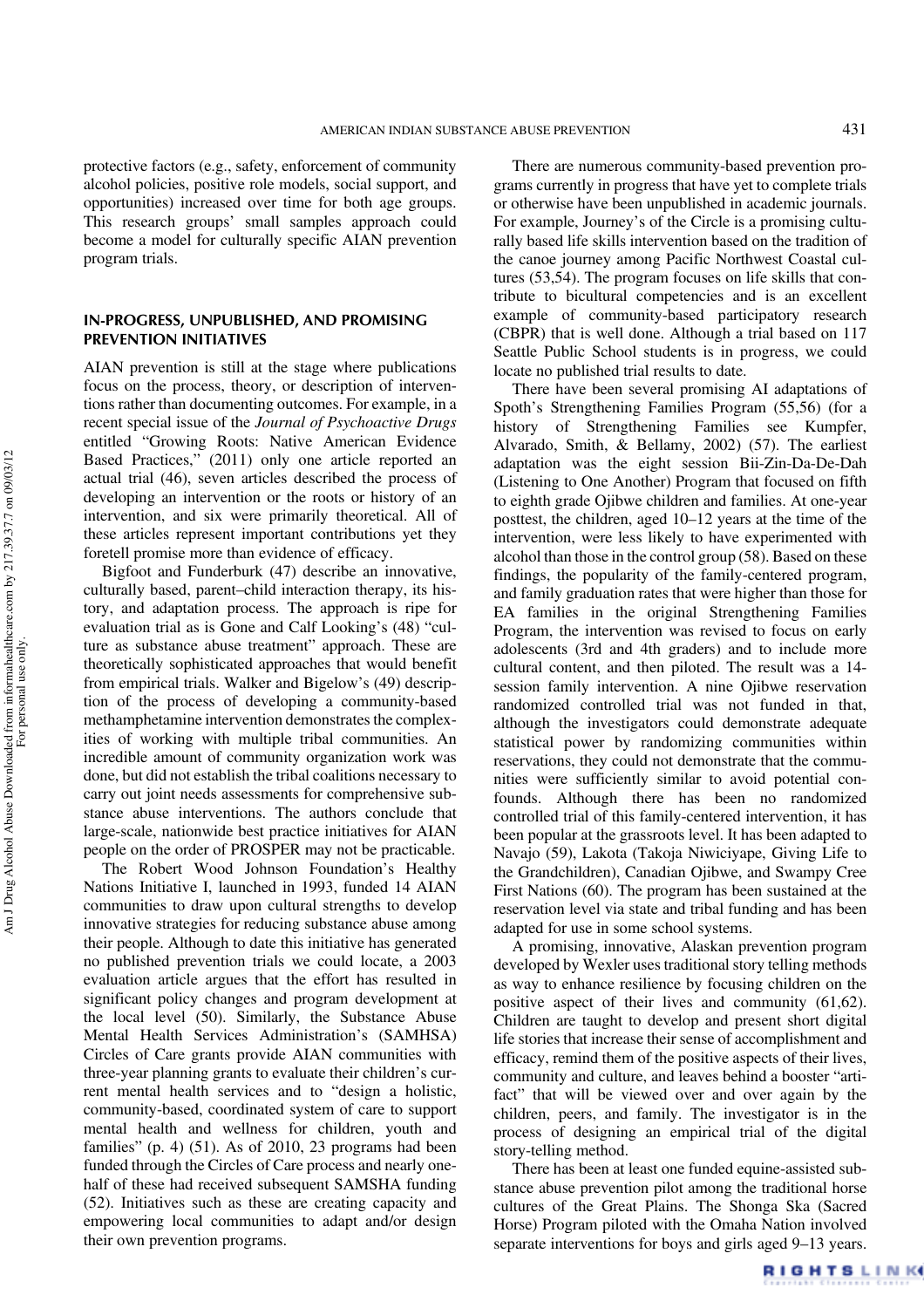protective factors (e.g., safety, enforcement of community alcohol policies, positive role models, social support, and opportunities) increased over time for both age groups. This research groups' small samples approach could become a model for culturally specific AIAN prevention program trials.

## IN-PROGRESS, UNPUBLISHED, AND PROMISING PREVENTION INITIATIVES

AIAN prevention is still at the stage where publications focus on the process, theory, or description of interventions rather than documenting outcomes. For example, in a recent special issue of the *Journal of Psychoactive Drugs* entitled "Growing Roots: Native American Evidence Based Practices," (2011) only one article reported an actual trial (46), seven articles described the process of developing an intervention or the roots or history of an intervention, and six were primarily theoretical. All of these articles represent important contributions yet they foretell promise more than evidence of efficacy.

Bigfoot and Funderburk (47) describe an innovative, culturally based, parent–child interaction therapy, its history, and adaptation process. The approach is ripe for evaluation trial as is Gone and Calf Looking's (48) "culture as substance abuse treatment" approach. These are theoretically sophisticated approaches that would benefit from empirical trials. Walker and Bigelow's (49) description of the process of developing a community-based methamphetamine intervention demonstrates the complexities of working with multiple tribal communities. An incredible amount of community organization work was done, but did not establish the tribal coalitions necessary to carry out joint needs assessments for comprehensive substance abuse interventions. The authors conclude that large-scale, nationwide best practice initiatives for AIAN people on the order of PROSPER may not be practicable.

The Robert Wood Johnson Foundation's Healthy Nations Initiative I, launched in 1993, funded 14 AIAN communities to draw upon cultural strengths to develop innovative strategies for reducing substance abuse among their people. Although to date this initiative has generated no published prevention trials we could locate, a 2003 evaluation article argues that the effort has resulted in significant policy changes and program development at the local level (50). Similarly, the Substance Abuse Mental Health Services Administration's (SAMHSA) Circles of Care grants provide AIAN communities with three-year planning grants to evaluate their children's current mental health services and to "design a holistic, community-based, coordinated system of care to support mental health and wellness for children, youth and families" (p. 4) (51). As of 2010, 23 programs had been funded through the Circles of Care process and nearly one-half of these had received subsequent SAMSHA funding (52). Initiatives such as these are creating capacity and empowering local communities to adapt and/or design their own prevention programs.

There are numerous community-based prevention programs currently in progress that have yet to complete trials or otherwise have been unpublished in academic journals. For example, Journey's of the Circle is a promising culturally based life skills intervention based on the tradition of the canoe journey among Pacific Northwest Coastal cultures (53,54). The program focuses on life skills that contribute to bicultural competencies and is an excellent example of community-based participatory research (CBPR) that is well done. Although a trial based on 117 Seattle Public School students is in progress, we could locate no published trial results to date.

There have been several promising AI adaptations of Spoth's Strengthening Families Program (55,56) (for a history of Strengthening Families see Kumpfer, Alvarado, Smith, & Bellamy, 2002) (57). The earliest adaptation was the eight session Bii-Zin-Da-De-Dah (Listening to One Another) Program that focused on fifth to eighth grade Ojibwe children and families. At one-year posttest, the children, aged 10–12 years at the time of the intervention, were less likely to have experimented with alcohol than those in the control group (58). Based on these findings, the popularity of the family-centered program, and family graduation rates that were higher than those for EA families in the original Strengthening Families Program, the intervention was revised to focus on early adolescents (3rd and 4th graders) and to include more cultural content, and then piloted. The result was a 14-session family intervention. A nine Ojibwe reservation randomized controlled trial was not funded in that, although the investigators could demonstrate adequate statistical power by randomizing communities within reservations, they could not demonstrate that the communities were sufficiently similar to avoid potential confounds. Although there has been no randomized controlled trial of this family-centered intervention, it has been popular at the grassroots level. It has been adapted to Navajo (59), Lakota (Takoja Niwiciyape, Giving Life to the Grandchildren), Canadian Ojibwe, and Swampy Cree First Nations (60). The program has been sustained at the reservation level via state and tribal funding and has been adapted for use in some school systems.

A promising, innovative, Alaskan prevention program developed by Wexler uses traditional story telling methods as way to enhance resilience by focusing children on the positive aspect of their lives and community (61,62). Children are taught to develop and present short digital life stories that increase their sense of accomplishment and efficacy, remind them of the positive aspects of their lives, community and culture, and leaves behind a booster "artifact" that will be viewed over and over again by the children, peers, and family. The investigator is in the process of designing an empirical trial of the digital story-telling method.

There has been at least one funded equine-assisted substance abuse prevention pilot among the traditional horse cultures of the Great Plains. The Shonga Ska (Sacred Horse) Program piloted with the Omaha Nation involved separate interventions for boys and girls aged 9–13 years.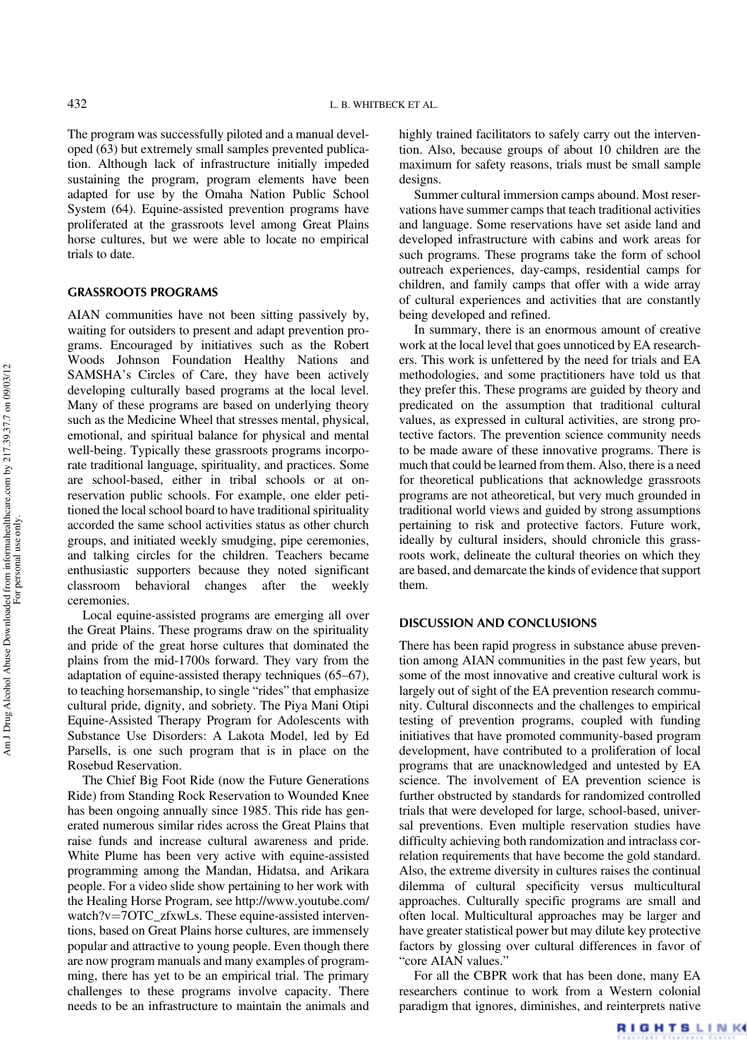The program was successfully piloted and a manual developed (63) but extremely small samples prevented publication. Although lack of infrastructure initially impeded sustaining the program, program elements have been adapted for use by the Omaha Nation Public School System (64). Equine-assisted prevention programs have proliferated at the grassroots level among Great Plains horse cultures, but we were able to locate no empirical trials to date.

## GRASSROOTS PROGRAMS

AIAN communities have not been sitting passively by, waiting for outsiders to present and adapt prevention programs. Encouraged by initiatives such as the Robert Woods Johnson Foundation Healthy Nations and SAMSHA's Circles of Care, they have been actively developing culturally based programs at the local level. Many of these programs are based on underlying theory such as the Medicine Wheel that stresses mental, physical, emotional, and spiritual balance for physical and mental well-being. Typically these grassroots programs incorporate traditional language, spirituality, and practices. Some are school-based, either in tribal schools or at on-reservation public schools. For example, one elder petitioned the local school board to have traditional spirituality accorded the same school activities status as other church groups, and initiated weekly smudging, pipe ceremonies, and talking circles for the children. Teachers became enthusiastic supporters because they noted significant classroom behavioral changes after the weekly ceremonies.

Local equine-assisted programs are emerging all over the Great Plains. These programs draw on the spirituality and pride of the great horse cultures that dominated the plains from the mid-1700s forward. They vary from the adaptation of equine-assisted therapy techniques (65–67), to teaching horsemanship, to single "rides" that emphasize cultural pride, dignity, and sobriety. The Piya Mani Otipi Equine-Assisted Therapy Program for Adolescents with Substance Use Disorders: A Lakota Model, led by Ed Parsells, is one such program that is in place on the Rosebud Reservation.

The Chief Big Foot Ride (now the Future Generations Ride) from Standing Rock Reservation to Wounded Knee has been ongoing annually since 1985. This ride has generated numerous similar rides across the Great Plains that raise funds and increase cultural awareness and pride. White Plume has been very active with equine-assisted programming among the Mandan, Hidatsa, and Arikara people. For a video slide show pertaining to her work with the Healing Horse Program, see http://www.youtube.com/watch?v=7OTC_zfxwLs. These equine-assisted interventions, based on Great Plains horse cultures, are immensely popular and attractive to young people. Even though there are now program manuals and many examples of programming, there has yet to be an empirical trial. The primary challenges to these programs involve capacity. There needs to be an infrastructure to maintain the animals and highly trained facilitators to safely carry out the intervention. Also, because groups of about 10 children are the maximum for safety reasons, trials must be small sample designs.

Summer cultural immersion camps abound. Most reservations have summer camps that teach traditional activities and language. Some reservations have set aside land and developed infrastructure with cabins and work areas for such programs. These programs take the form of school outreach experiences, day-camps, residential camps for children, and family camps that offer with a wide array of cultural experiences and activities that are constantly being developed and refined.

In summary, there is an enormous amount of creative work at the local level that goes unnoticed by EA researchers. This work is unfettered by the need for trials and EA methodologies, and some practitioners have told us that they prefer this. These programs are guided by theory and predicated on the assumption that traditional cultural values, as expressed in cultural activities, are strong protective factors. The prevention science community needs to be made aware of these innovative programs. There is much that could be learned from them. Also, there is a need for theoretical publications that acknowledge grassroots programs are not atheoretical, but very much grounded in traditional world views and guided by strong assumptions pertaining to risk and protective factors. Future work, ideally by cultural insiders, should chronicle this grassroots work, delineate the cultural theories on which they are based, and demarcate the kinds of evidence that support them.

## DISCUSSION AND CONCLUSIONS

There has been rapid progress in substance abuse prevention among AIAN communities in the past few years, but some of the most innovative and creative cultural work is largely out of sight of the EA prevention research community. Cultural disconnects and the challenges to empirical testing of prevention programs, coupled with funding initiatives that have promoted community-based program development, have contributed to a proliferation of local programs that are unacknowledged and untested by EA science. The involvement of EA prevention science is further obstructed by standards for randomized controlled trials that were developed for large, school-based, universal preventions. Even multiple reservation studies have difficulty achieving both randomization and intraclass correlation requirements that have become the gold standard. Also, the extreme diversity in cultures raises the continual dilemma of cultural specificity versus multicultural approaches. Culturally specific programs are small and often local. Multicultural approaches may be larger and have greater statistical power but may dilute key protective factors by glossing over cultural differences in favor of "core AIAN values."

For all the CBPR work that has been done, many EA researchers continue to work from a Western colonial paradigm that ignores, diminishes, and reinterprets native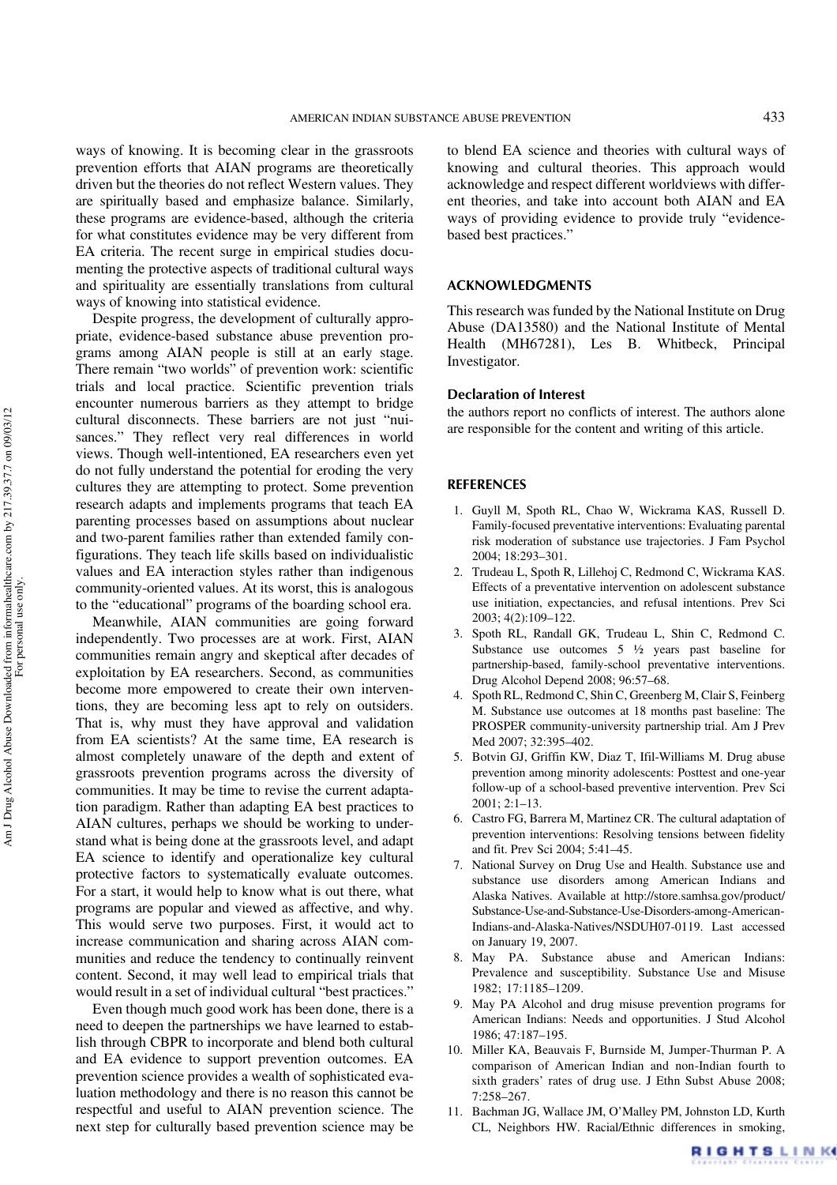ways of knowing. It is becoming clear in the grassroots prevention efforts that AIAN programs are theoretically driven but the theories do not reflect Western values. They are spiritually based and emphasize balance. Similarly, these programs are evidence-based, although the criteria for what constitutes evidence may be very different from EA criteria. The recent surge in empirical studies documenting the protective aspects of traditional cultural ways and spirituality are essentially translations from cultural ways of knowing into statistical evidence.

Despite progress, the development of culturally appropriate, evidence-based substance abuse prevention programs among AIAN people is still at an early stage. There remain "two worlds" of prevention work: scientific trials and local practice. Scientific prevention trials encounter numerous barriers as they attempt to bridge cultural disconnects. These barriers are not just "nuisances." They reflect very real differences in world views. Though well-intentioned, EA researchers even yet do not fully understand the potential for eroding the very cultures they are attempting to protect. Some prevention research adapts and implements programs that teach EA parenting processes based on assumptions about nuclear and two-parent families rather than extended family configurations. They teach life skills based on individualistic values and EA interaction styles rather than indigenous community-oriented values. At its worst, this is analogous to the "educational" programs of the boarding school era.

Meanwhile, AIAN communities are going forward independently. Two processes are at work. First, AIAN communities remain angry and skeptical after decades of exploitation by EA researchers. Second, as communities become more empowered to create their own interventions, they are becoming less apt to rely on outsiders. That is, why must they have approval and validation from EA scientists? At the same time, EA research is almost completely unaware of the depth and extent of grassroots prevention programs across the diversity of communities. It may be time to revise the current adaptation paradigm. Rather than adapting EA best practices to AIAN cultures, perhaps we should be working to understand what is being done at the grassroots level, and adapt EA science to identify and operationalize key cultural protective factors to systematically evaluate outcomes. For a start, it would help to know what is out there, what programs are popular and viewed as affective, and why. This would serve two purposes. First, it would act to increase communication and sharing across AIAN communities and reduce the tendency to continually reinvent content. Second, it may well lead to empirical trials that would result in a set of individual cultural "best practices."

Even though much good work has been done, there is a need to deepen the partnerships we have learned to establish through CBPR to incorporate and blend both cultural and EA evidence to support prevention outcomes. EA prevention science provides a wealth of sophisticated evaluation methodology and there is no reason this cannot be respectful and useful to AIAN prevention science. The next step for culturally based prevention science may be to blend EA science and theories with cultural ways of knowing and cultural theories. This approach would acknowledge and respect different worldviews with different theories, and take into account both AIAN and EA ways of providing evidence to provide truly "evidence-based best practices."

## ACKNOWLEDGMENTS

This research was funded by the National Institute on Drug Abuse (DA13580) and the National Institute of Mental Health (MH67281), Les B. Whitbeck, Principal Investigator.

### Declaration of Interest

the authors report no conflicts of interest. The authors alone are responsible for the content and writing of this article.

## REFERENCES

1. Guyll M, Spoth RL, Chao W, Wickrama KAS, Russell D. Family-focused preventative interventions: Evaluating parental risk moderation of substance use trajectories. J Fam Psychol 2004; 18:293–301.
2. Trudeau L, Spoth R, Lillehoj C, Redmond C, Wickrama KAS. Effects of a preventative intervention on adolescent substance use initiation, expectancies, and refusal intentions. Prev Sci 2003; 4(2):109–122.
3. Spoth RL, Randall GK, Trudeau L, Shin C, Redmond C. Substance use outcomes 5 ½ years past baseline for partnership-based, family-school preventative interventions. Drug Alcohol Depend 2008; 96:57–68.
4. Spoth RL, Redmond C, Shin C, Greenberg M, Clair S, Feinberg M. Substance use outcomes at 18 months past baseline: The PROSPER community-university partnership trial. Am J Prev Med 2007; 32:395–402.
5. Botvin GJ, Griffin KW, Diaz T, Ifil-Williams M. Drug abuse prevention among minority adolescents: Posttest and one-year follow-up of a school-based preventive intervention. Prev Sci 2001; 2:1–13.
6. Castro FG, Barrera M, Martinez CR. The cultural adaptation of prevention interventions: Resolving tensions between fidelity and fit. Prev Sci 2004; 5:41–45.
7. National Survey on Drug Use and Health. Substance use and substance use disorders among American Indians and Alaska Natives. Available at http://store.samhsa.gov/product/Substance-Use-and-Substance-Use-Disorders-among-American-Indians-and-Alaska-Natives/NSDUH07-0119. Last accessed on January 19, 2007.
8. May PA. Substance abuse and American Indians: Prevalence and susceptibility. Substance Use and Misuse 1982; 17:1185–1209.
9. May PA Alcohol and drug misuse prevention programs for American Indians: Needs and opportunities. J Stud Alcohol 1986; 47:187–195.
10. Miller KA, Beauvais F, Burnside M, Jumper-Thurman P. A comparison of American Indian and non-Indian fourth to sixth graders' rates of drug use. J Ethn Subst Abuse 2008; 7:258–267.
11. Bachman JG, Wallace JM, O'Malley PM, Johnston LD, Kurth CL, Neighbors HW. Racial/Ethnic differences in smoking,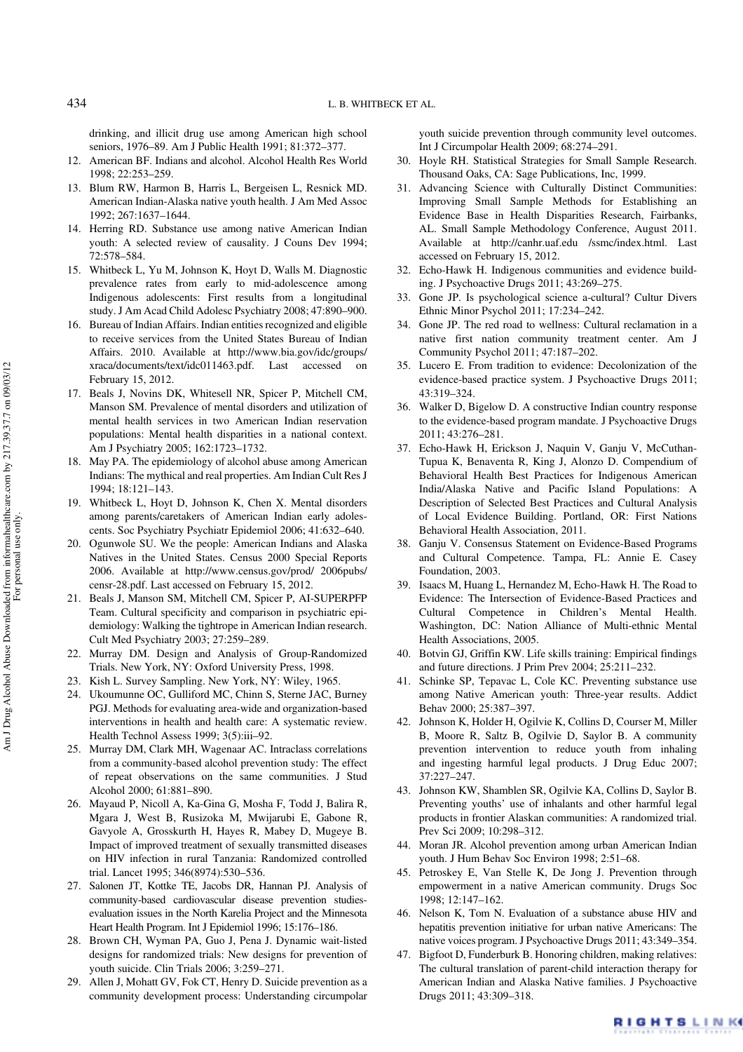drinking, and illicit drug use among American high school seniors, 1976–89. Am J Public Health 1991; 81:372–377.

12. American BF. Indians and alcohol. Alcohol Health Res World 1998; 22:253–259.
13. Blum RW, Harmon B, Harris L, Bergeisen L, Resnick MD. American Indian-Alaska native youth health. J Am Med Assoc 1992; 267:1637–1644.
14. Herring RD. Substance use among native American Indian youth: A selected review of causality. J Couns Dev 1994; 72:578–584.
15. Whitbeck L, Yu M, Johnson K, Hoyt D, Walls M. Diagnostic prevalence rates from early to mid-adolescence among Indigenous adolescents: First results from a longitudinal study. J Am Acad Child Adolesc Psychiatry 2008; 47:890–900.
16. Bureau of Indian Affairs. Indian entities recognized and eligible to receive services from the United States Bureau of Indian Affairs. 2010. Available at http://www.bia.gov/idc/groups/xraca/documents/text/idc011463.pdf. Last accessed on February 15, 2012.
17. Beals J, Novins DK, Whitesell NR, Spicer P, Mitchell CM, Manson SM. Prevalence of mental disorders and utilization of mental health services in two American Indian reservation populations: Mental health disparities in a national context. Am J Psychiatry 2005; 162:1723–1732.
18. May PA. The epidemiology of alcohol abuse among American Indians: The mythical and real properties. Am Indian Cult Res J 1994; 18:121–143.
19. Whitbeck L, Hoyt D, Johnson K, Chen X. Mental disorders among parents/caretakers of American Indian early adolescents. Soc Psychiatry Psychiatr Epidemiol 2006; 41:632–640.
20. Ogunwole SU. We the people: American Indians and Alaska Natives in the United States. Census 2000 Special Reports 2006. Available at http://www.census.gov/prod/ 2006pubs/censr-28.pdf. Last accessed on February 15, 2012.
21. Beals J, Manson SM, Mitchell CM, Spicer P, AI-SUPERPFP Team. Cultural specificity and comparison in psychiatric epidemiology: Walking the tightrope in American Indian research. Cult Med Psychiatry 2003; 27:259–289.
22. Murray DM. Design and Analysis of Group-Randomized Trials. New York, NY: Oxford University Press, 1998.
23. Kish L. Survey Sampling. New York, NY: Wiley, 1965.
24. Ukoumunne OC, Gulliford MC, Chinn S, Sterne JAC, Burney PGJ. Methods for evaluating area-wide and organization-based interventions in health and health care: A systematic review. Health Technol Assess 1999; 3(5):iii–92.
25. Murray DM, Clark MH, Wagenaar AC. Intraclass correlations from a community-based alcohol prevention study: The effect of repeat observations on the same communities. J Stud Alcohol 2000; 61:881–890.
26. Mayaud P, Nicoll A, Ka-Gina G, Mosha F, Todd J, Balira R, Mgara J, West B, Rusizoka M, Mwijarubi E, Gabone R, Gavyole A, Grosskurth H, Hayes R, Mabey D, Mugeye B. Impact of improved treatment of sexually transmitted diseases on HIV infection in rural Tanzania: Randomized controlled trial. Lancet 1995; 346(8974):530–536.
27. Salonen JT, Kottke TE, Jacobs DR, Hannan PJ. Analysis of community-based cardiovascular disease prevention studies-evaluation issues in the North Karelia Project and the Minnesota Heart Health Program. Int J Epidemiol 1996; 15:176–186.
28. Brown CH, Wyman PA, Guo J, Pena J. Dynamic wait-listed designs for randomized trials: New designs for prevention of youth suicide. Clin Trials 2006; 3:259–271.
29. Allen J, Mohatt GV, Fok CT, Henry D. Suicide prevention as a community development process: Understanding circumpolar youth suicide prevention through community level outcomes. Int J Circumpolar Health 2009; 68:274–291.
30. Hoyle RH. Statistical Strategies for Small Sample Research. Thousand Oaks, CA: Sage Publications, Inc, 1999.
31. Advancing Science with Culturally Distinct Communities: Improving Small Sample Methods for Establishing an Evidence Base in Health Disparities Research, Fairbanks, AL. Small Sample Methodology Conference, August 2011. Available at http://canhr.uaf.edu /ssmc/index.html. Last accessed on February 15, 2012.
32. Echo-Hawk H. Indigenous communities and evidence building. J Psychoactive Drugs 2011; 43:269–275.
33. Gone JP. Is psychological science a-cultural? Cultur Divers Ethnic Minor Psychol 2011; 17:234–242.
34. Gone JP. The red road to wellness: Cultural reclamation in a native first nation community treatment center. Am J Community Psychol 2011; 47:187–202.
35. Lucero E. From tradition to evidence: Decolonization of the evidence-based practice system. J Psychoactive Drugs 2011; 43:319–324.
36. Walker D, Bigelow D. A constructive Indian country response to the evidence-based program mandate. J Psychoactive Drugs 2011; 43:276–281.
37. Echo-Hawk H, Erickson J, Naquin V, Ganju V, McCuthan-Tupua K, Benaventa R, King J, Alonzo D. Compendium of Behavioral Health Best Practices for Indigenous American India/Alaska Native and Pacific Island Populations: A Description of Selected Best Practices and Cultural Analysis of Local Evidence Building. Portland, OR: First Nations Behavioral Health Association, 2011.
38. Ganju V. Consensus Statement on Evidence-Based Programs and Cultural Competence. Tampa, FL: Annie E. Casey Foundation, 2003.
39. Isaacs M, Huang L, Hernandez M, Echo-Hawk H. The Road to Evidence: The Intersection of Evidence-Based Practices and Cultural Competence in Children's Mental Health. Washington, DC: Nation Alliance of Multi-ethnic Mental Health Associations, 2005.
40. Botvin GJ, Griffin KW. Life skills training: Empirical findings and future directions. J Prim Prev 2004; 25:211–232.
41. Schinke SP, Tepavac L, Cole KC. Preventing substance use among Native American youth: Three-year results. Addict Behav 2000; 25:387–397.
42. Johnson K, Holder H, Ogilvie K, Collins D, Courser M, Miller B, Moore R, Saltz B, Ogilvie D, Saylor B. A community prevention intervention to reduce youth from inhaling and ingesting harmful legal products. J Drug Educ 2007; 37:227–247.
43. Johnson KW, Shamblen SR, Ogilvie KA, Collins D, Saylor B. Preventing youths' use of inhalants and other harmful legal products in frontier Alaskan communities: A randomized trial. Prev Sci 2009; 10:298–312.
44. Moran JR. Alcohol prevention among urban American Indian youth. J Hum Behav Soc Environ 1998; 2:51–68.
45. Petroskey E, Van Stelle K, De Jong J. Prevention through empowerment in a native American community. Drugs Soc 1998; 12:147–162.
46. Nelson K, Tom N. Evaluation of a substance abuse HIV and hepatitis prevention initiative for urban native Americans: The native voices program. J Psychoactive Drugs 2011; 43:349–354.
47. Bigfoot D, Funderburk B. Honoring children, making relatives: The cultural translation of parent-child interaction therapy for American Indian and Alaska Native families. J Psychoactive Drugs 2011; 43:309–318.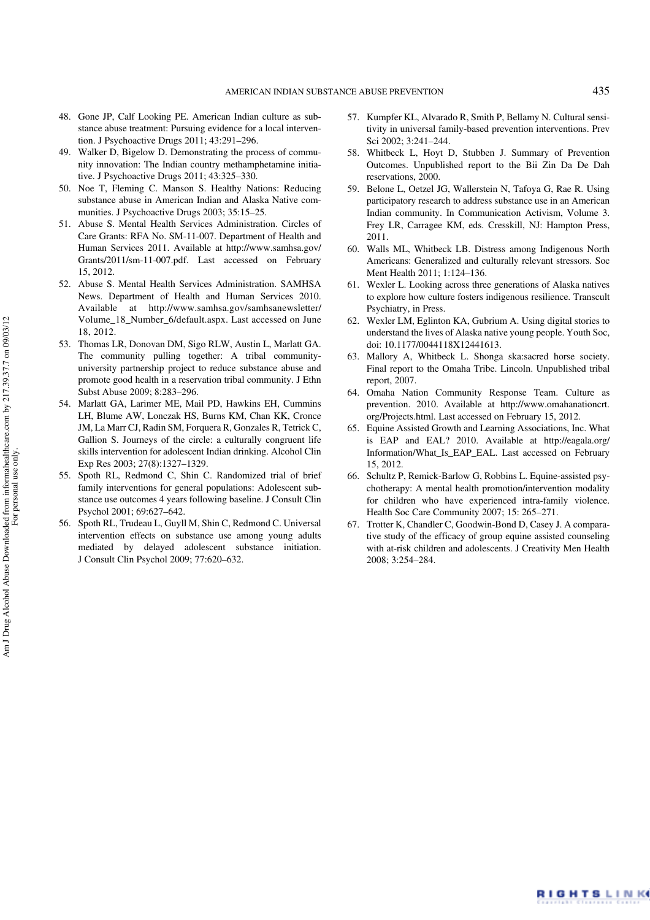48. Gone JP, Calf Looking PE. American Indian culture as substance abuse treatment: Pursuing evidence for a local intervention. J Psychoactive Drugs 2011; 43:291–296.
49. Walker D, Bigelow D. Demonstrating the process of community innovation: The Indian country methamphetamine initiative. J Psychoactive Drugs 2011; 43:325–330.
50. Noe T, Fleming C. Manson S. Healthy Nations: Reducing substance abuse in American Indian and Alaska Native communities. J Psychoactive Drugs 2003; 35:15–25.
51. Abuse S. Mental Health Services Administration. Circles of Care Grants: RFA No. SM-11-007. Department of Health and Human Services 2011. Available at http://www.samhsa.gov/Grants/2011/sm-11-007.pdf. Last accessed on February 15, 2012.
52. Abuse S. Mental Health Services Administration. SAMHSA News. Department of Health and Human Services 2010. Available at http://www.samhsa.gov/samhsanewsletter/Volume_18_Number_6/default.aspx. Last accessed on June 18, 2012.
53. Thomas LR, Donovan DM, Sigo RLW, Austin L, Marlatt GA. The community pulling together: A tribal community-university partnership project to reduce substance abuse and promote good health in a reservation tribal community. J Ethn Subst Abuse 2009; 8:283–296.
54. Marlatt GA, Larimer ME, Mail PD, Hawkins EH, Cummins LH, Blume AW, Lonczak HS, Burns KM, Chan KK, Cronce JM, La Marr CJ, Radin SM, Forquera R, Gonzales R, Tetrick C, Gallion S. Journeys of the circle: a culturally congruent life skills intervention for adolescent Indian drinking. Alcohol Clin Exp Res 2003; 27(8):1327–1329.
55. Spoth RL, Redmond C, Shin C. Randomized trial of brief family interventions for general populations: Adolescent substance use outcomes 4 years following baseline. J Consult Clin Psychol 2001; 69:627–642.
56. Spoth RL, Trudeau L, Guyll M, Shin C, Redmond C. Universal intervention effects on substance use among young adults mediated by delayed adolescent substance initiation. J Consult Clin Psychol 2009; 77:620–632.
57. Kumpfer KL, Alvarado R, Smith P, Bellamy N. Cultural sensitivity in universal family-based prevention interventions. Prev Sci 2002; 3:241–244.
58. Whitbeck L, Hoyt D, Stubben J. Summary of Prevention Outcomes. Unpublished report to the Bii Zin Da De Dah reservations, 2000.
59. Belone L, Oetzel JG, Wallerstein N, Tafoya G, Rae R. Using participatory research to address substance use in an American Indian community. In Communication Activism, Volume 3. Frey LR, Carragee KM, eds. Cresskill, NJ: Hampton Press, 2011.
60. Walls ML, Whitbeck LB. Distress among Indigenous North Americans: Generalized and culturally relevant stressors. Soc Ment Health 2011; 1:124–136.
61. Wexler L. Looking across three generations of Alaska natives to explore how culture fosters indigenous resilience. Transcult Psychiatry, in Press.
62. Wexler LM, Eglinton KA, Gubrium A. Using digital stories to understand the lives of Alaska native young people. Youth Soc, doi: 10.1177/0044118X12441613.
63. Mallory A, Whitbeck L. Shonga ska:sacred horse society. Final report to the Omaha Tribe. Lincoln. Unpublished tribal report, 2007.
64. Omaha Nation Community Response Team. Culture as prevention. 2010. Available at http://www.omahanationcrt.org/Projects.html. Last accessed on February 15, 2012.
65. Equine Assisted Growth and Learning Associations, Inc. What is EAP and EAL? 2010. Available at http://eagala.org/Information/What_Is_EAP_EAL. Last accessed on February 15, 2012.
66. Schultz P, Remick-Barlow G, Robbins L. Equine-assisted psychotherapy: A mental health promotion/intervention modality for children who have experienced intra-family violence. Health Soc Care Community 2007; 15: 265–271.
67. Trotter K, Chandler C, Goodwin-Bond D, Casey J. A comparative study of the efficacy of group equine assisted counseling with at-risk children and adolescents. J Creativity Men Health 2008; 3:254–284.